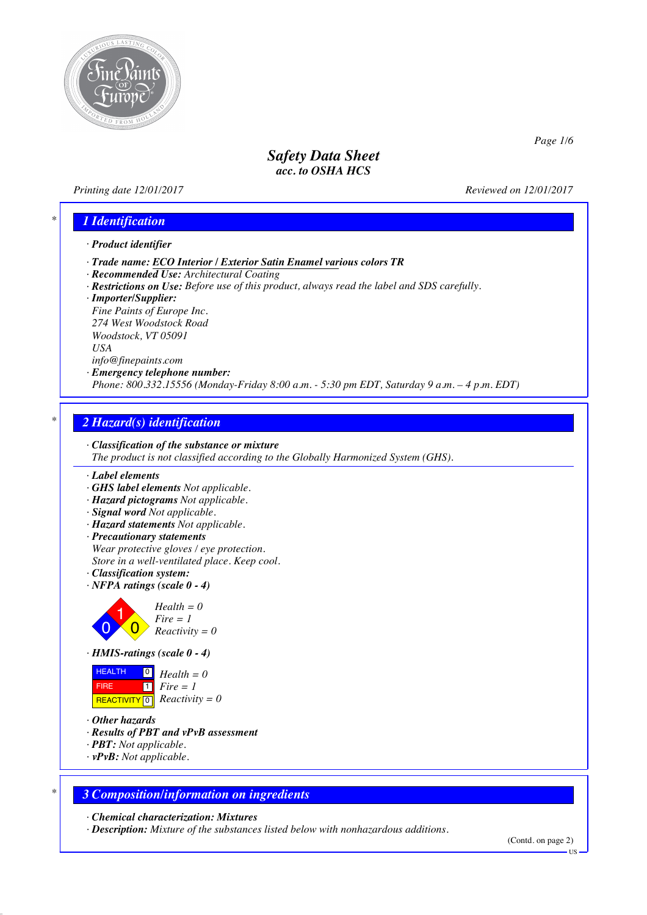# Safety Data Sheet
*acc. to OSHA HCS*

Printing date 12/01/2017 Reviewed on 12/01/2017

## 1 Identification

· **Product identifier**

· **Trade name: ECO Interior / Exterior Satin Enamel various colors TR**
· **Recommended Use:** Architectural Coating
· **Restrictions on Use:** Before use of this product, always read the label and SDS carefully.
· **Importer/Supplier:**
Fine Paints of Europe Inc.
274 West Woodstock Road
Woodstock, VT 05091
USA
info@finepaints.com
· **Emergency telephone number:**
Phone: 800.332.15556 (Monday-Friday 8:00 a.m. - 5:30 pm EDT, Saturday 9 a.m. – 4 p.m. EDT)

## 2 Hazard(s) identification

· **Classification of the substance or mixture**
The product is not classified according to the Globally Harmonized System (GHS).

· **Label elements**
· **GHS label elements** Not applicable.
· **Hazard pictograms** Not applicable.
· **Signal word** Not applicable.
· **Hazard statements** Not applicable.
· **Precautionary statements**
Wear protective gloves / eye protection.
Store in a well-ventilated place. Keep cool.
· **Classification system:**
· **NFPA ratings (scale 0 - 4)**

Health = 0
Fire = 1
Reactivity = 0

· **HMIS-ratings (scale 0 - 4)**

| | | |
|---|---|---|
| HEALTH | 0 | Health = 0 |
| FIRE | 1 | Fire = 1 |
| REACTIVITY | 0 | Reactivity = 0 |

· **Other hazards**
· **Results of PBT and vPvB assessment**
· **PBT:** Not applicable.
· **vPvB:** Not applicable.

## 3 Composition/information on ingredients

· **Chemical characterization: Mixtures**
· **Description:** Mixture of the substances listed below with nonhazardous additions.

(Contd. on page 2)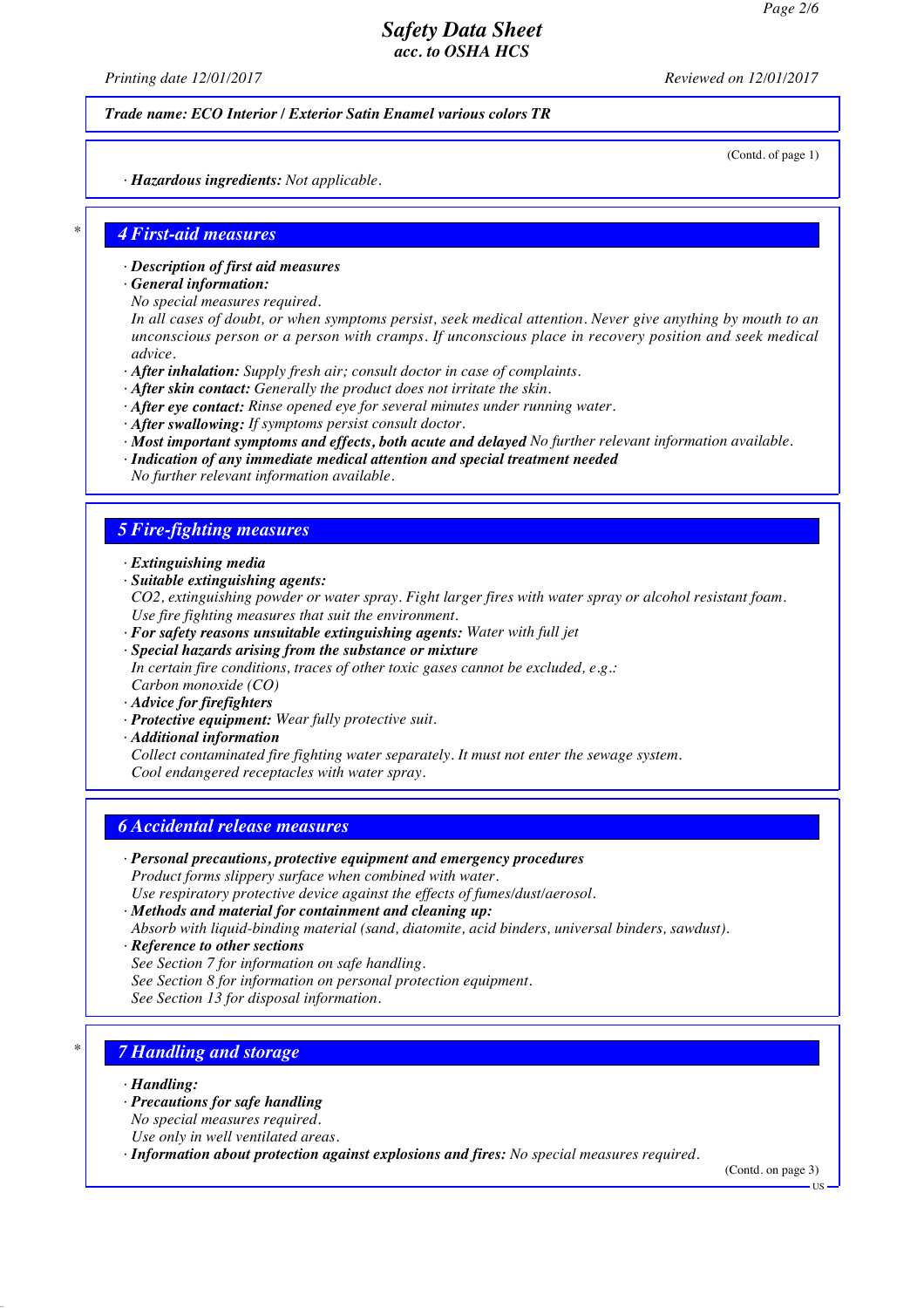**Trade name: ECO Interior / Exterior Satin Enamel various colors TR**

(Contd. of page 1)

· ***Hazardous ingredients:*** *Not applicable.*

## 4 First-aid measures

· ***Description of first aid measures***
· ***General information:***
*No special measures required.*
*In all cases of doubt, or when symptoms persist, seek medical attention. Never give anything by mouth to an unconscious person or a person with cramps. If unconscious place in recovery position and seek medical advice.*
· ***After inhalation:*** *Supply fresh air; consult doctor in case of complaints.*
· ***After skin contact:*** *Generally the product does not irritate the skin.*
· ***After eye contact:*** *Rinse opened eye for several minutes under running water.*
· ***After swallowing:*** *If symptoms persist consult doctor.*
· ***Most important symptoms and effects, both acute and delayed*** *No further relevant information available.*
· ***Indication of any immediate medical attention and special treatment needed***
*No further relevant information available.*

## 5 Fire-fighting measures

· ***Extinguishing media***
· ***Suitable extinguishing agents:***
*$CO_2$, extinguishing powder or water spray. Fight larger fires with water spray or alcohol resistant foam.*
*Use fire fighting measures that suit the environment.*
· ***For safety reasons unsuitable extinguishing agents:*** *Water with full jet*
· ***Special hazards arising from the substance or mixture***
*In certain fire conditions, traces of other toxic gases cannot be excluded, e.g.:*
*Carbon monoxide (CO)*
· ***Advice for firefighters***
· ***Protective equipment:*** *Wear fully protective suit.*
· ***Additional information***
*Collect contaminated fire fighting water separately. It must not enter the sewage system.*
*Cool endangered receptacles with water spray.*

## 6 Accidental release measures

· ***Personal precautions, protective equipment and emergency procedures***
*Product forms slippery surface when combined with water.*
*Use respiratory protective device against the effects of fumes/dust/aerosol.*
· ***Methods and material for containment and cleaning up:***
*Absorb with liquid-binding material (sand, diatomite, acid binders, universal binders, sawdust).*
· ***Reference to other sections***
*See Section 7 for information on safe handling.*
*See Section 8 for information on personal protection equipment.*
*See Section 13 for disposal information.*

## 7 Handling and storage

· ***Handling:***
· ***Precautions for safe handling***
*No special measures required.*
*Use only in well ventilated areas.*
· ***Information about protection against explosions and fires:*** *No special measures required.*

(Contd. on page 3)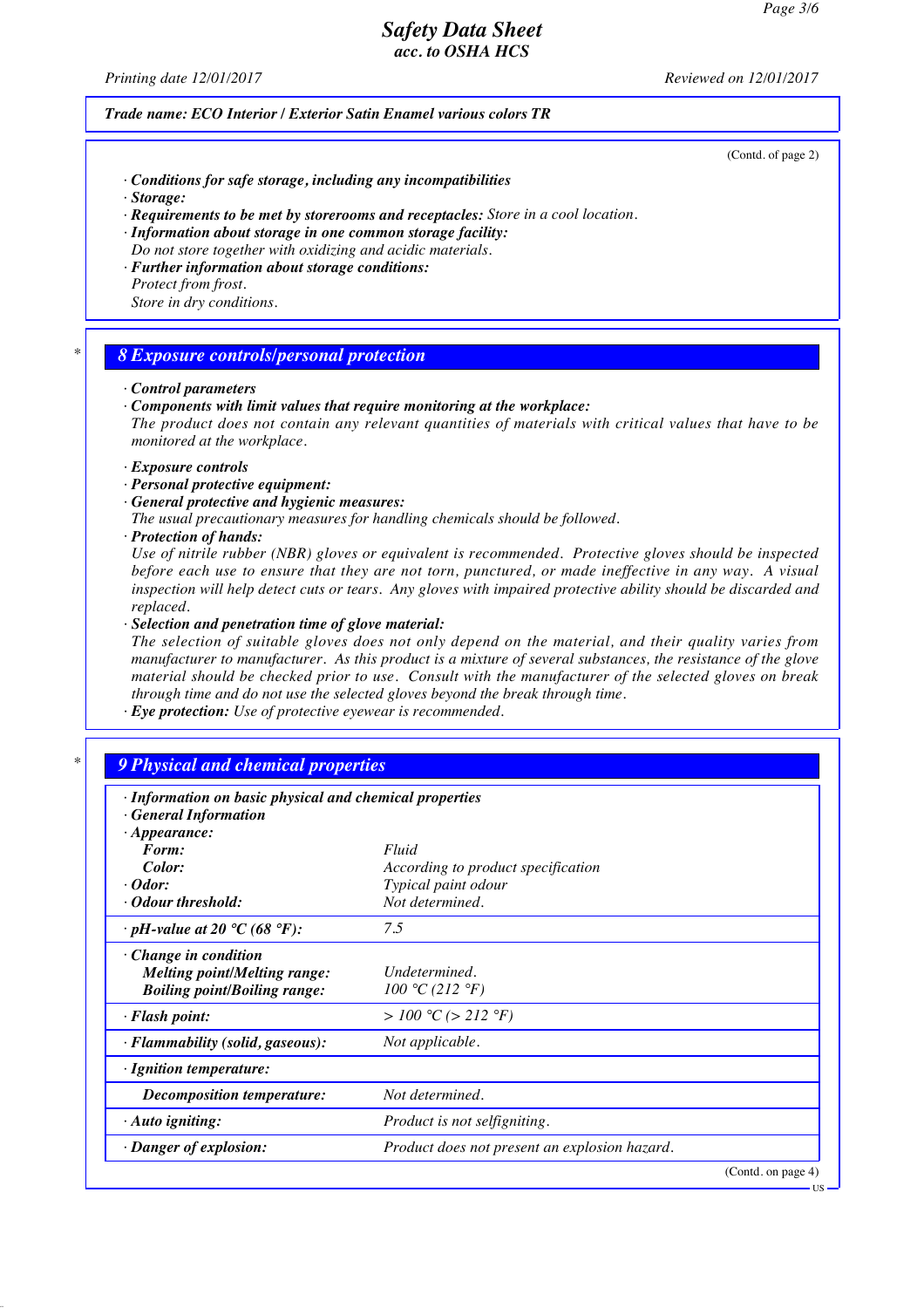*Trade name: ECO Interior / Exterior Satin Enamel various colors TR*

(Contd. of page 2)

· **Conditions for safe storage, including any incompatibilities**
· **Storage:**
· **Requirements to be met by storerooms and receptacles:** Store in a cool location.
· **Information about storage in one common storage facility:**
Do not store together with oxidizing and acidic materials.
· **Further information about storage conditions:**
Protect from frost.
Store in dry conditions.

## 8 Exposure controls/personal protection

· **Control parameters**
· **Components with limit values that require monitoring at the workplace:**
The product does not contain any relevant quantities of materials with critical values that have to be monitored at the workplace.

· **Exposure controls**
· **Personal protective equipment:**
· **General protective and hygienic measures:**
The usual precautionary measures for handling chemicals should be followed.
· **Protection of hands:**
Use of nitrile rubber (NBR) gloves or equivalent is recommended. Protective gloves should be inspected before each use to ensure that they are not torn, punctured, or made ineffective in any way. A visual inspection will help detect cuts or tears. Any gloves with impaired protective ability should be discarded and replaced.
· **Selection and penetration time of glove material:**
The selection of suitable gloves does not only depend on the material, and their quality varies from manufacturer to manufacturer. As this product is a mixture of several substances, the resistance of the glove material should be checked prior to use. Consult with the manufacturer of the selected gloves on break through time and do not use the selected gloves beyond the break through time.
· **Eye protection:** Use of protective eyewear is recommended.

## 9 Physical and chemical properties

| · **Information on basic physical and chemical properties** | |
|---|---|
| · **General Information** | |
| · **Appearance:** | |
| **Form:** | Fluid |
| **Color:** | According to product specification |
| · **Odor:** | Typical paint odour |
| · **Odour threshold:** | Not determined. |
| · **pH-value at 20 °C (68 °F):** | 7.5 |
| · **Change in condition** | |
| **Melting point/Melting range:** | Undetermined. |
| **Boiling point/Boiling range:** | 100 °C (212 °F) |
| · **Flash point:** | > 100 °C (> 212 °F) |
| · **Flammability (solid, gaseous):** | Not applicable. |
| · **Ignition temperature:** | |
| **Decomposition temperature:** | Not determined. |
| · **Auto igniting:** | Product is not selfigniting. |
| · **Danger of explosion:** | Product does not present an explosion hazard. |

(Contd. on page 4)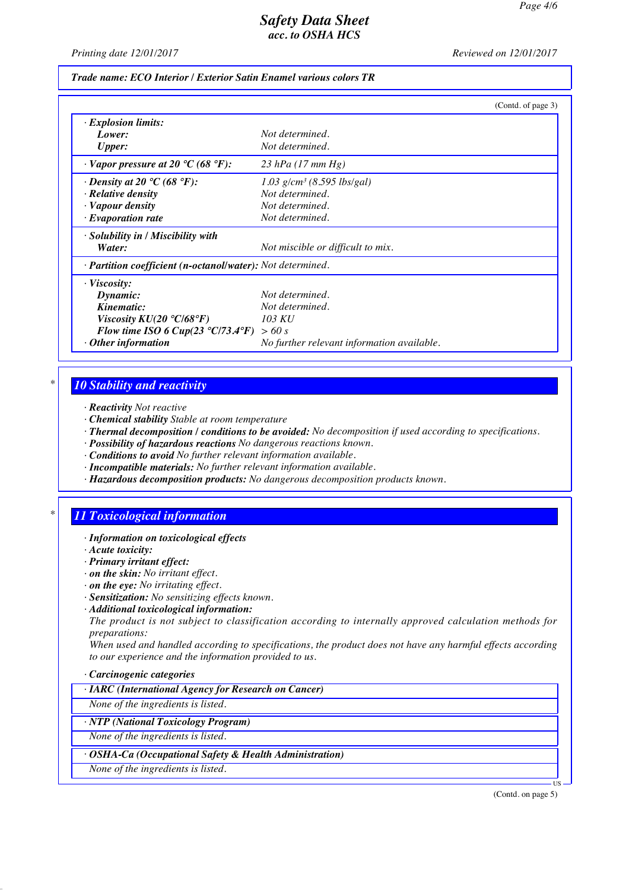Trade name: ECO Interior / Exterior Satin Enamel various colors TR

(Contd. of page 3)

| | |
|---|---|
| · **Explosion limits:** | |
| **Lower:** | Not determined. |
| **Upper:** | Not determined. |
| · **Vapor pressure at 20 °C (68 °F):** | 23 hPa (17 mm Hg) |
| · **Density at 20 °C (68 °F):** | 1.03 g/cm³ (8.595 lbs/gal) |
| · **Relative density** | Not determined. |
| · **Vapour density** | Not determined. |
| · **Evaporation rate** | Not determined. |
| · **Solubility in / Miscibility with** | |
| **Water:** | Not miscible or difficult to mix. |
| · **Partition coefficient (n-octanol/water):** | Not determined. |
| · **Viscosity:** | |
| **Dynamic:** | Not determined. |
| **Kinematic:** | Not determined. |
| **Viscosity KU(20 °C/68°F)** | 103 KU |
| **Flow time ISO 6 Cup(23 °C/73.4°F)** | > 60 s |
| · **Other information** | No further relevant information available. |

## 10 Stability and reactivity

- · **Reactivity** Not reactive
- · **Chemical stability** Stable at room temperature
- · **Thermal decomposition / conditions to be avoided:** No decomposition if used according to specifications.
- · **Possibility of hazardous reactions** No dangerous reactions known.
- · **Conditions to avoid** No further relevant information available.
- · **Incompatible materials:** No further relevant information available.
- · **Hazardous decomposition products:** No dangerous decomposition products known.

## 11 Toxicological information

- · **Information on toxicological effects**
- · **Acute toxicity:**
- · **Primary irritant effect:**
- · **on the skin:** No irritant effect.
- · **on the eye:** No irritating effect.
- · **Sensitization:** No sensitizing effects known.
- · **Additional toxicological information:**

The product is not subject to classification according to internally approved calculation methods for preparations:

When used and handled according to specifications, the product does not have any harmful effects according to our experience and the information provided to us.

· **Carcinogenic categories**

| · **IARC (International Agency for Research on Cancer)** |
|---|
| None of the ingredients is listed. |

| · **NTP (National Toxicology Program)** |
|---|
| None of the ingredients is listed. |

| · **OSHA-Ca (Occupational Safety & Health Administration)** |
|---|
| None of the ingredients is listed. |

(Contd. on page 5)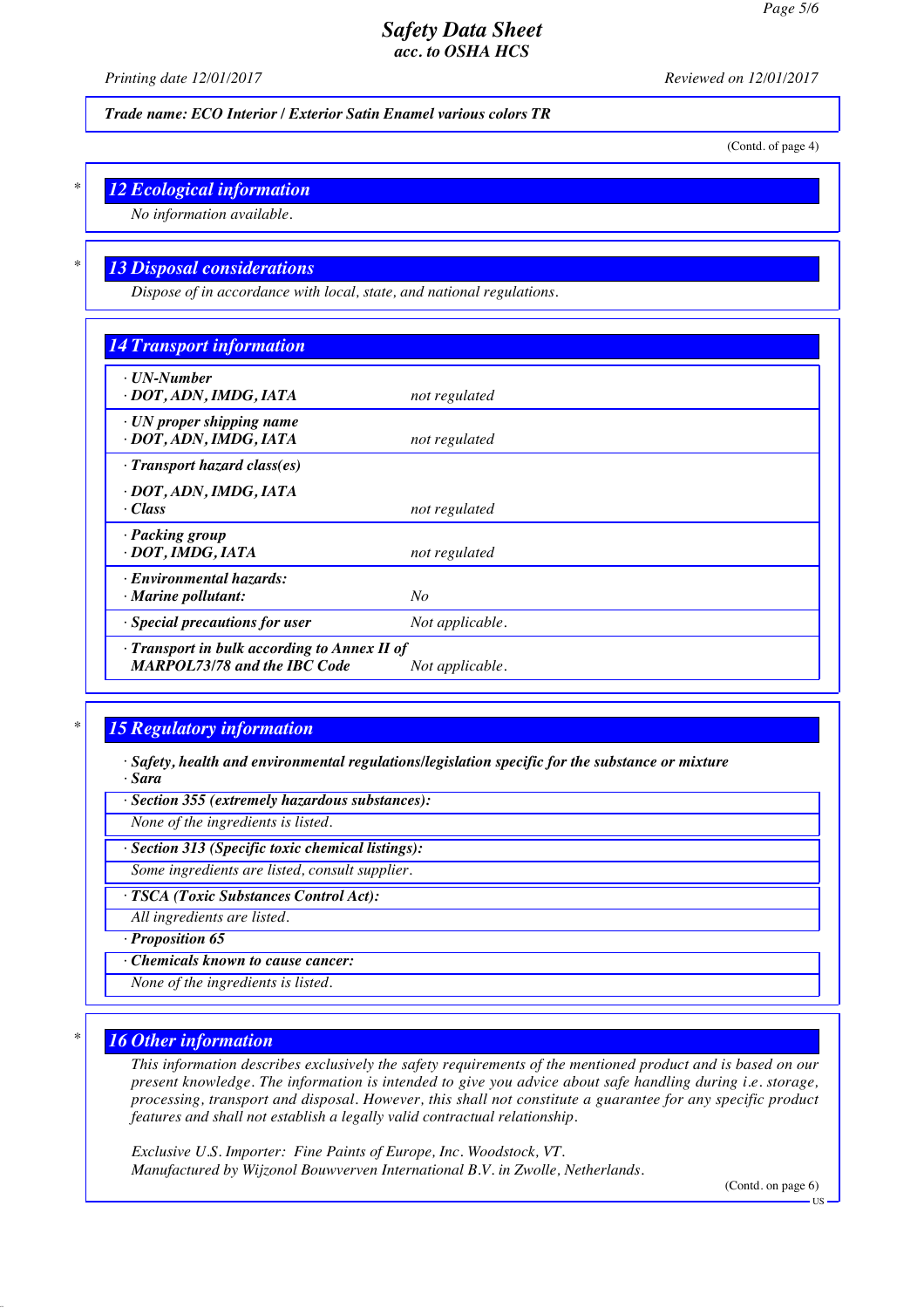*Trade name: ECO Interior / Exterior Satin Enamel various colors TR*

(Contd. of page 4)

## 12 Ecological information

No information available.

## 13 Disposal considerations

Dispose of in accordance with local, state, and national regulations.

## 14 Transport information

| | |
|---|---|
| **· UN-Number** **· DOT, ADN, IMDG, IATA** | not regulated |
| **· UN proper shipping name** **· DOT, ADN, IMDG, IATA** | not regulated |
| **· Transport hazard class(es)** **· DOT, ADN, IMDG, IATA** **· Class** | not regulated |
| **· Packing group** **· DOT, IMDG, IATA** | not regulated |
| **· Environmental hazards:** **· Marine pollutant:** | No |
| **· Special precautions for user** | Not applicable. |
| **· Transport in bulk according to Annex II of MARPOL73/78 and the IBC Code** | Not applicable. |

## 15 Regulatory information

**· Safety, health and environmental regulations/legislation specific for the substance or mixture**
**· Sara**

**· Section 355 (extremely hazardous substances):**

None of the ingredients is listed.

**· Section 313 (Specific toxic chemical listings):**

Some ingredients are listed, consult supplier.

**· TSCA (Toxic Substances Control Act):**

All ingredients are listed.

**· Proposition 65**

**· Chemicals known to cause cancer:**

None of the ingredients is listed.

## 16 Other information

This information describes exclusively the safety requirements of the mentioned product and is based on our present knowledge. The information is intended to give you advice about safe handling during i.e. storage, processing, transport and disposal. However, this shall not constitute a guarantee for any specific product features and shall not establish a legally valid contractual relationship.

Exclusive U.S. Importer: Fine Paints of Europe, Inc. Woodstock, VT.
Manufactured by Wijzonol Bouwverven International B.V. in Zwolle, Netherlands.

(Contd. on page 6)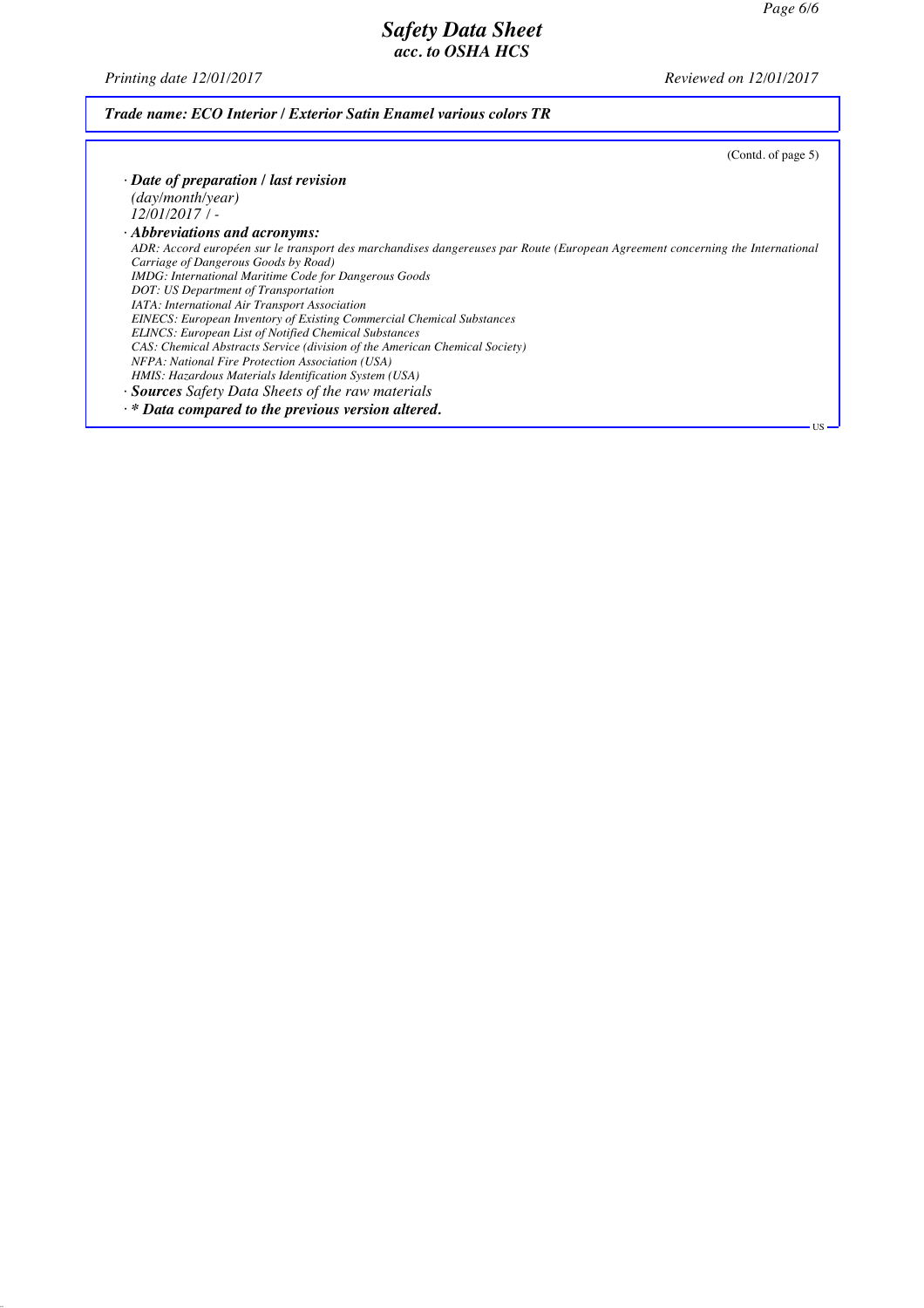(Contd. of page 5)

· ***Date of preparation / last revision***
*(day/month/year)*
*12/01/2017 / -*

· ***Abbreviations and acronyms:***
*ADR: Accord européen sur le transport des marchandises dangereuses par Route (European Agreement concerning the International Carriage of Dangerous Goods by Road)*
*IMDG: International Maritime Code for Dangerous Goods*
*DOT: US Department of Transportation*
*IATA: International Air Transport Association*
*EINECS: European Inventory of Existing Commercial Chemical Substances*
*ELINCS: European List of Notified Chemical Substances*
*CAS: Chemical Abstracts Service (division of the American Chemical Society)*
*NFPA: National Fire Protection Association (USA)*
*HMIS: Hazardous Materials Identification System (USA)*

· ***Sources*** *Safety Data Sheets of the raw materials*

· ***\* Data compared to the previous version altered.***